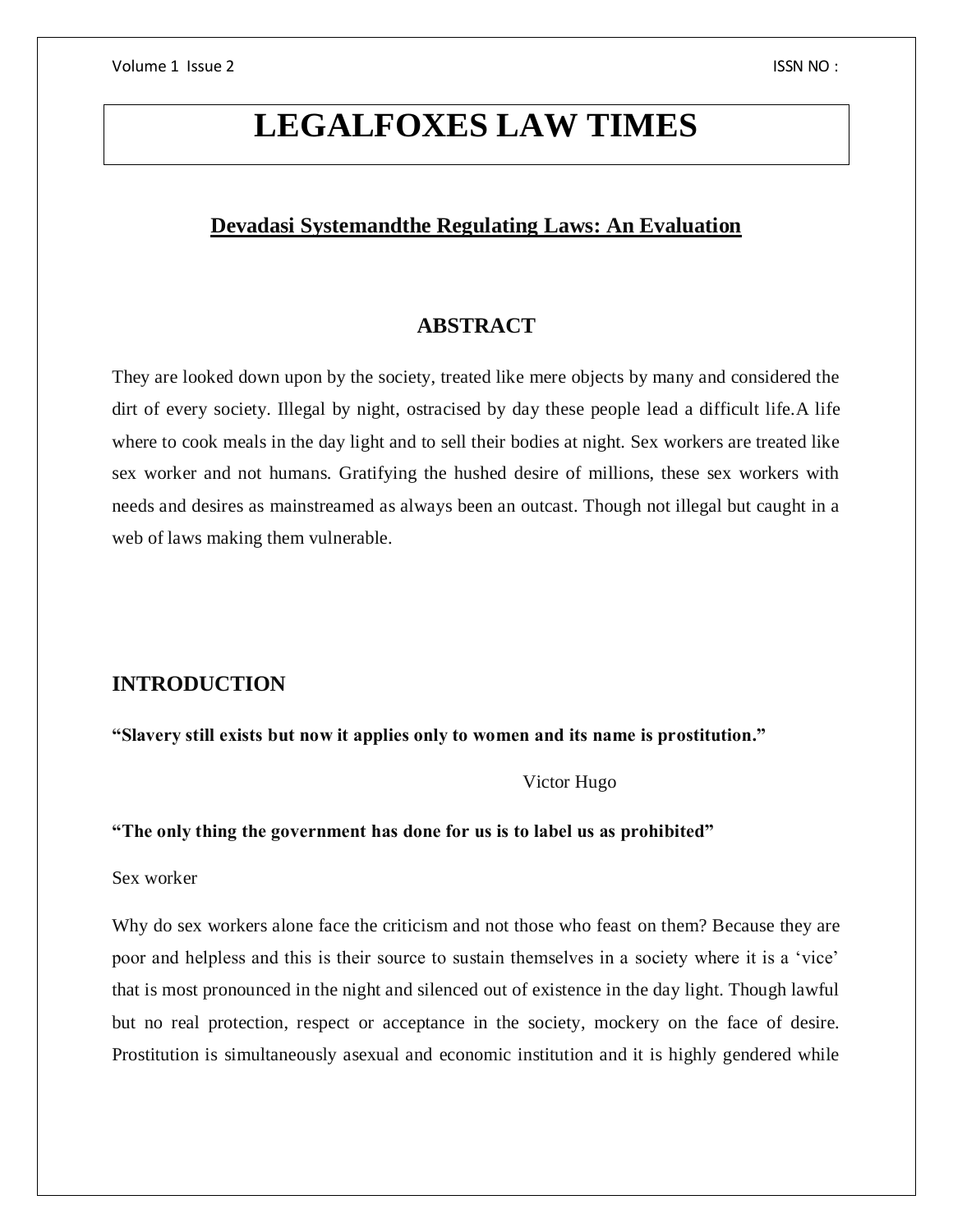# LEGALFOXES LAW TIMES

## Devadasi Systemandthe Regulating Laws: An Evaluation

### ABSTRACT

They are looked down upon by the society, treated like mere objects by many and considered the dirt of every society. Illegal by night, ostracised by day these people lead a difficult life.A life where to cook meals in the day light and to sell their bodies at night. Sex workers are treated like sex worker and not humans. Gratifying the hushed desire of millions, these sex workers with needs and desires as mainstreamed as always been an outcast. Though not illegal but caught in a web of laws making them vulnerable.

### INTRODUCTION

**"Slavery still exists but now it applies only to women and its name is prostitution."**

Victor Hugo

**"The only thing the government has done for us is to label us as prohibited"**

Sex worker

Why do sex workers alone face the criticism and not those who feast on them? Because they are poor and helpless and this is their source to sustain themselves in a society where it is a 'vice' that is most pronounced in the night and silenced out of existence in the day light. Though lawful but no real protection, respect or acceptance in the society, mockery on the face of desire. Prostitution is simultaneously asexual and economic institution and it is highly gendered while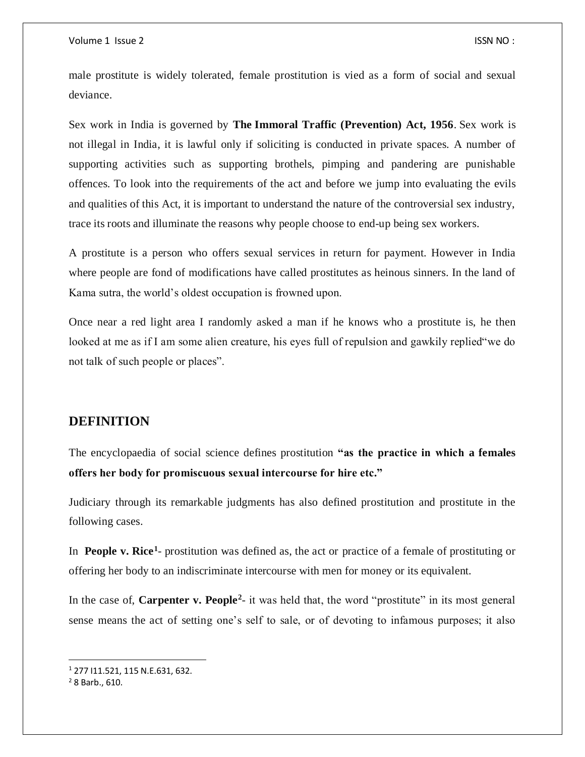male prostitute is widely tolerated, female prostitution is vied as a form of social and sexual deviance.

Sex work in India is governed by **The Immoral Traffic (Prevention) Act, 1956**. Sex work is not illegal in India, it is lawful only if soliciting is conducted in private spaces. A number of supporting activities such as supporting brothels, pimping and pandering are punishable offences. To look into the requirements of the act and before we jump into evaluating the evils and qualities of this Act, it is important to understand the nature of the controversial sex industry, trace its roots and illuminate the reasons why people choose to end-up being sex workers.

A prostitute is a person who offers sexual services in return for payment. However in India where people are fond of modifications have called prostitutes as heinous sinners. In the land of Kama sutra, the world's oldest occupation is frowned upon.

Once near a red light area I randomly asked a man if he knows who a prostitute is, he then looked at me as if I am some alien creature, his eyes full of repulsion and gawkily replied"we do not talk of such people or places".

## DEFINITION

The encyclopaedia of social science defines prostitution **"as the practice in which a females offers her body for promiscuous sexual intercourse for hire etc."**

Judiciary through its remarkable judgments has also defined prostitution and prostitute in the following cases.

In **People v. Rice**[1]- prostitution was defined as, the act or practice of a female of prostituting or offering her body to an indiscriminate intercourse with men for money or its equivalent.

In the case of, **Carpenter v. People**[2]- it was held that, the word "prostitute" in its most general sense means the act of setting one's self to sale, or of devoting to infamous purposes; it also

---

[1] 277 I11.521, 115 N.E.631, 632.

[2] 8 Barb., 610.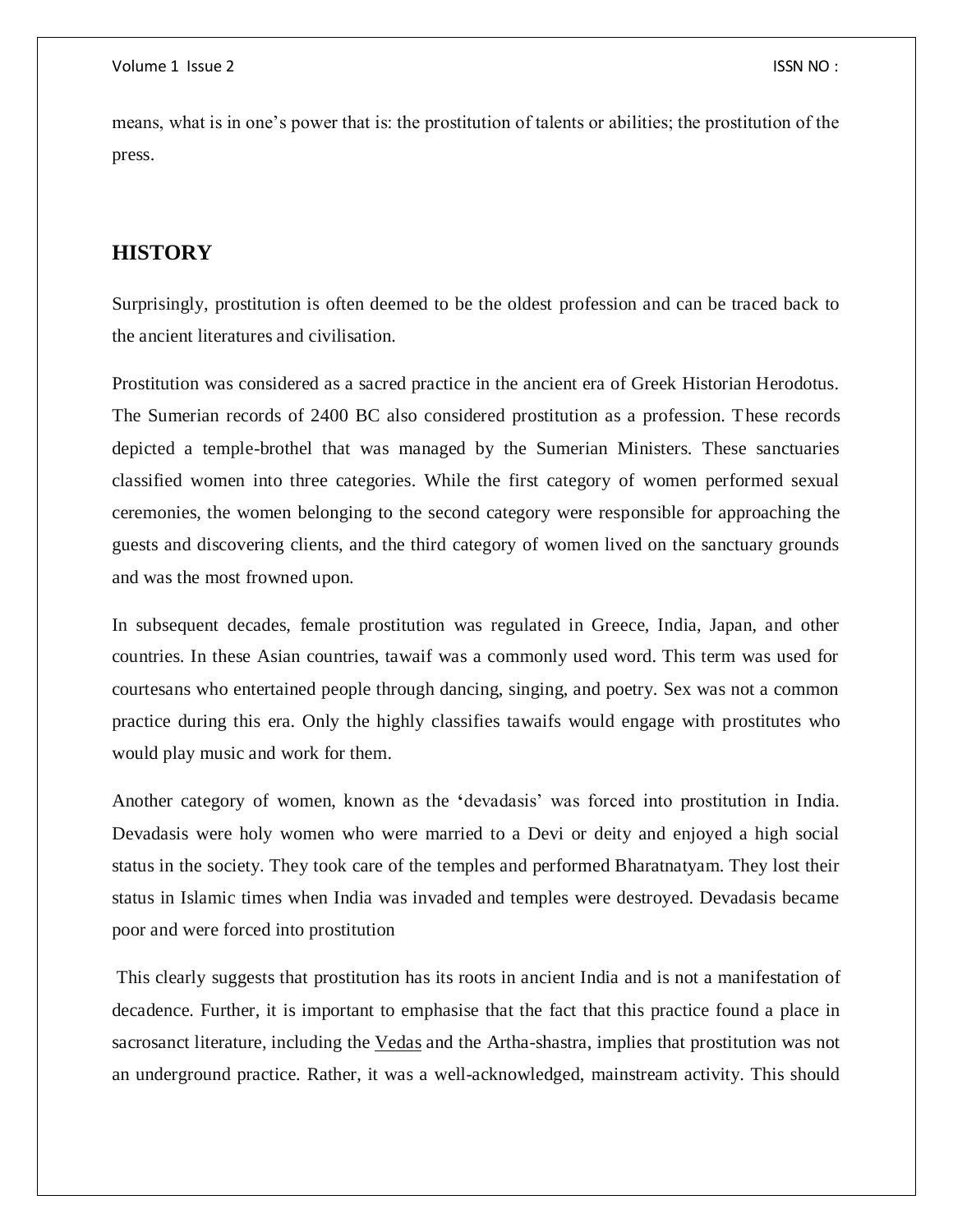means, what is in one's power that is: the prostitution of talents or abilities; the prostitution of the press.

## HISTORY

Surprisingly, prostitution is often deemed to be the oldest profession and can be traced back to the ancient literatures and civilisation.

Prostitution was considered as a sacred practice in the ancient era of Greek Historian Herodotus. The Sumerian records of 2400 BC also considered prostitution as a profession. These records depicted a temple-brothel that was managed by the Sumerian Ministers. These sanctuaries classified women into three categories. While the first category of women performed sexual ceremonies, the women belonging to the second category were responsible for approaching the guests and discovering clients, and the third category of women lived on the sanctuary grounds and was the most frowned upon.

In subsequent decades, female prostitution was regulated in Greece, India, Japan, and other countries. In these Asian countries, tawaif was a commonly used word. This term was used for courtesans who entertained people through dancing, singing, and poetry. Sex was not a common practice during this era. Only the highly classifies tawaifs would engage with prostitutes who would play music and work for them.

Another category of women, known as the 'devadasis' was forced into prostitution in India. Devadasis were holy women who were married to a Devi or deity and enjoyed a high social status in the society. They took care of the temples and performed Bharatnatyam. They lost their status in Islamic times when India was invaded and temples were destroyed. Devadasis became poor and were forced into prostitution

This clearly suggests that prostitution has its roots in ancient India and is not a manifestation of decadence. Further, it is important to emphasise that the fact that this practice found a place in sacrosanct literature, including the Vedas and the Artha-shastra, implies that prostitution was not an underground practice. Rather, it was a well-acknowledged, mainstream activity. This should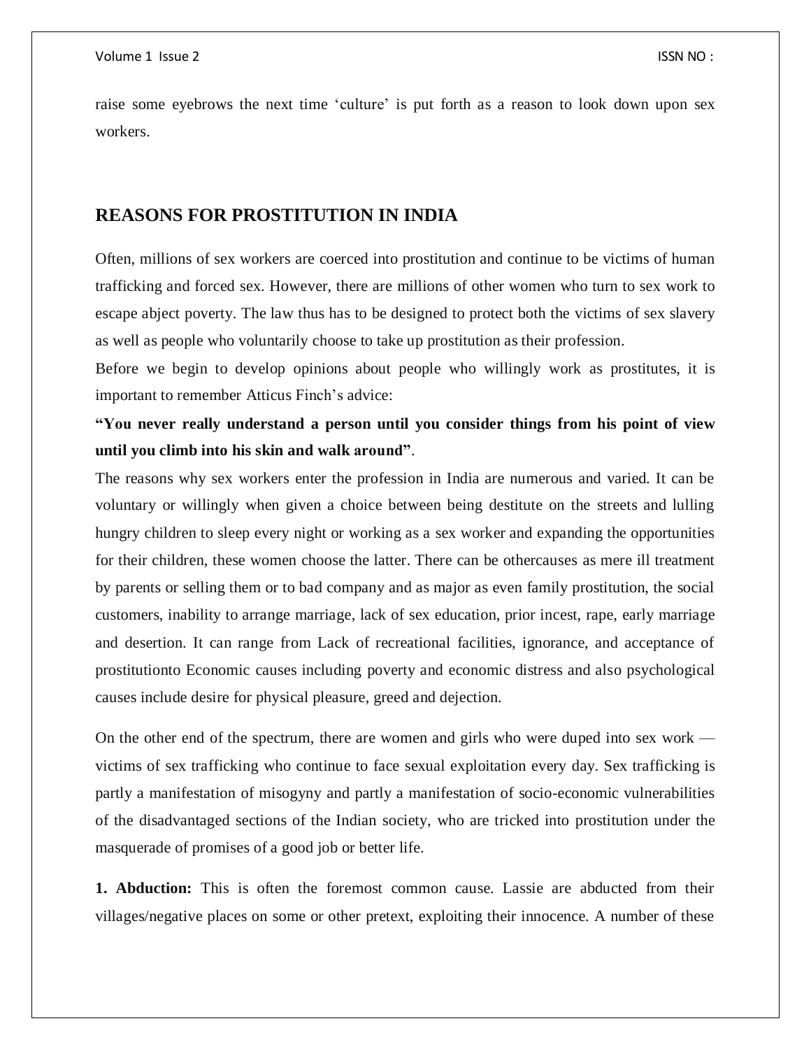raise some eyebrows the next time 'culture' is put forth as a reason to look down upon sex workers.

## REASONS FOR PROSTITUTION IN INDIA

Often, millions of sex workers are coerced into prostitution and continue to be victims of human trafficking and forced sex. However, there are millions of other women who turn to sex work to escape abject poverty. The law thus has to be designed to protect both the victims of sex slavery as well as people who voluntarily choose to take up prostitution as their profession.

Before we begin to develop opinions about people who willingly work as prostitutes, it is important to remember Atticus Finch's advice:

**"You never really understand a person until you consider things from his point of view until you climb into his skin and walk around"**.

The reasons why sex workers enter the profession in India are numerous and varied. It can be voluntary or willingly when given a choice between being destitute on the streets and lulling hungry children to sleep every night or working as a sex worker and expanding the opportunities for their children, these women choose the latter. There can be othercauses as mere ill treatment by parents or selling them or to bad company and as major as even family prostitution, the social customers, inability to arrange marriage, lack of sex education, prior incest, rape, early marriage and desertion. It can range from Lack of recreational facilities, ignorance, and acceptance of prostitutionto Economic causes including poverty and economic distress and also psychological causes include desire for physical pleasure, greed and dejection.

On the other end of the spectrum, there are women and girls who were duped into sex work — victims of sex trafficking who continue to face sexual exploitation every day. Sex trafficking is partly a manifestation of misogyny and partly a manifestation of socio-economic vulnerabilities of the disadvantaged sections of the Indian society, who are tricked into prostitution under the masquerade of promises of a good job or better life.

**1. Abduction:** This is often the foremost common cause. Lassie are abducted from their villages/negative places on some or other pretext, exploiting their innocence. A number of these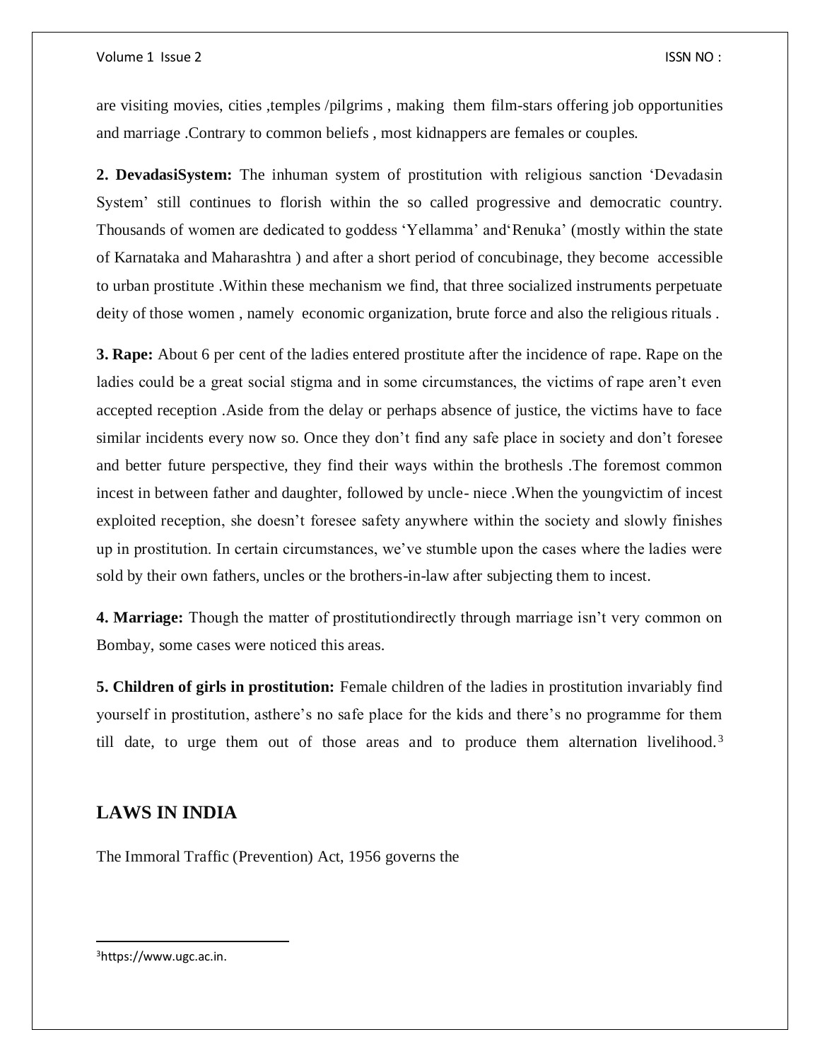are visiting movies, cities ,temples /pilgrims , making them film-stars offering job opportunities and marriage .Contrary to common beliefs , most kidnappers are females or couples.

**2. DevadasiSystem:** The inhuman system of prostitution with religious sanction 'Devadasin System' still continues to florish within the so called progressive and democratic country. Thousands of women are dedicated to goddess 'Yellamma' and'Renuka' (mostly within the state of Karnataka and Maharashtra ) and after a short period of concubinage, they become accessible to urban prostitute .Within these mechanism we find, that three socialized instruments perpetuate deity of those women , namely economic organization, brute force and also the religious rituals .

**3. Rape:** About 6 per cent of the ladies entered prostitute after the incidence of rape. Rape on the ladies could be a great social stigma and in some circumstances, the victims of rape aren't even accepted reception .Aside from the delay or perhaps absence of justice, the victims have to face similar incidents every now so. Once they don't find any safe place in society and don't foresee and better future perspective, they find their ways within the brothesls .The foremost common incest in between father and daughter, followed by uncle- niece .When the youngvictim of incest exploited reception, she doesn't foresee safety anywhere within the society and slowly finishes up in prostitution. In certain circumstances, we've stumble upon the cases where the ladies were sold by their own fathers, uncles or the brothers-in-law after subjecting them to incest.

**4. Marriage:** Though the matter of prostitutiondirectly through marriage isn't very common on Bombay, some cases were noticed this areas.

**5. Children of girls in prostitution:** Female children of the ladies in prostitution invariably find yourself in prostitution, asthere's no safe place for the kids and there's no programme for them till date, to urge them out of those areas and to produce them alternation livelihood.[3]

## LAWS IN INDIA

The Immoral Traffic (Prevention) Act, 1956 governs the

---

[3]https://www.ugc.ac.in.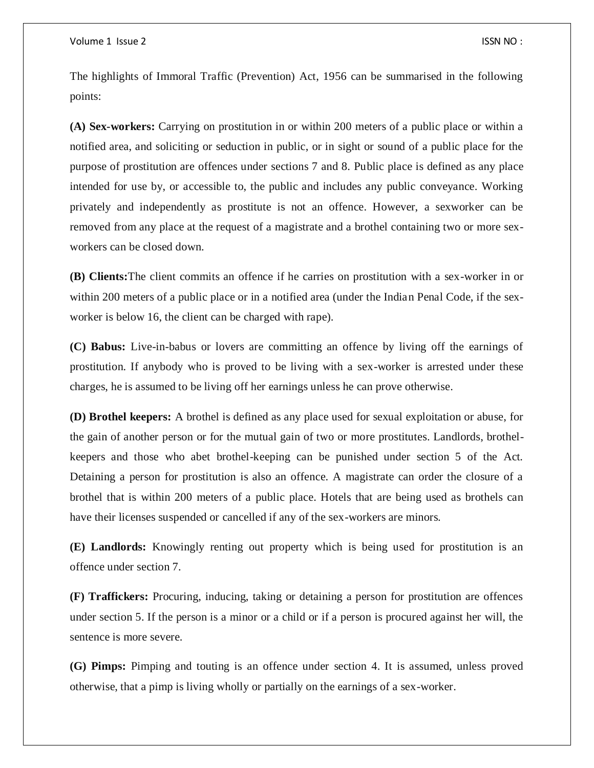The highlights of Immoral Traffic (Prevention) Act, 1956 can be summarised in the following points:

**(A) Sex-workers:** Carrying on prostitution in or within 200 meters of a public place or within a notified area, and soliciting or seduction in public, or in sight or sound of a public place for the purpose of prostitution are offences under sections 7 and 8. Public place is defined as any place intended for use by, or accessible to, the public and includes any public conveyance. Working privately and independently as prostitute is not an offence. However, a sexworker can be removed from any place at the request of a magistrate and a brothel containing two or more sex-workers can be closed down.

**(B) Clients:**The client commits an offence if he carries on prostitution with a sex-worker in or within 200 meters of a public place or in a notified area (under the Indian Penal Code, if the sex-worker is below 16, the client can be charged with rape).

**(C) Babus:** Live-in-babus or lovers are committing an offence by living off the earnings of prostitution. If anybody who is proved to be living with a sex-worker is arrested under these charges, he is assumed to be living off her earnings unless he can prove otherwise.

**(D) Brothel keepers:** A brothel is defined as any place used for sexual exploitation or abuse, for the gain of another person or for the mutual gain of two or more prostitutes. Landlords, brothel-keepers and those who abet brothel-keeping can be punished under section 5 of the Act. Detaining a person for prostitution is also an offence. A magistrate can order the closure of a brothel that is within 200 meters of a public place. Hotels that are being used as brothels can have their licenses suspended or cancelled if any of the sex-workers are minors.

**(E) Landlords:** Knowingly renting out property which is being used for prostitution is an offence under section 7.

**(F) Traffickers:** Procuring, inducing, taking or detaining a person for prostitution are offences under section 5. If the person is a minor or a child or if a person is procured against her will, the sentence is more severe.

**(G) Pimps:** Pimping and touting is an offence under section 4. It is assumed, unless proved otherwise, that a pimp is living wholly or partially on the earnings of a sex-worker.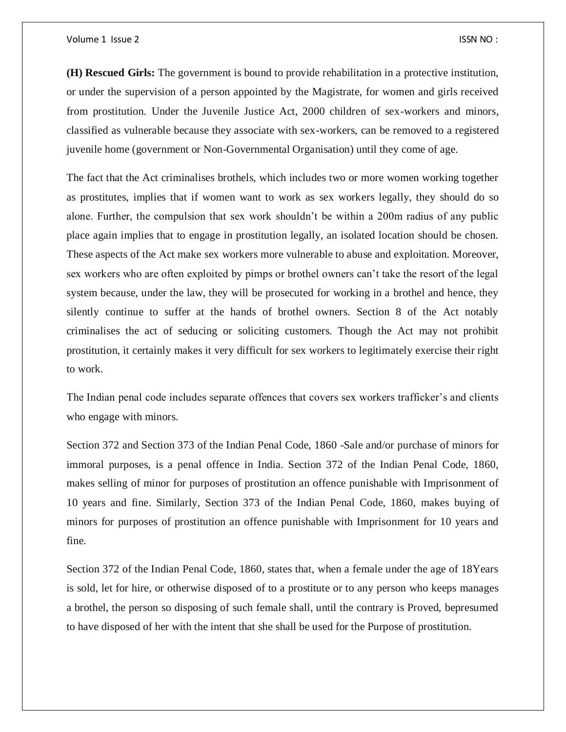**(H) Rescued Girls:** The government is bound to provide rehabilitation in a protective institution, or under the supervision of a person appointed by the Magistrate, for women and girls received from prostitution. Under the Juvenile Justice Act, 2000 children of sex-workers and minors, classified as vulnerable because they associate with sex-workers, can be removed to a registered juvenile home (government or Non-Governmental Organisation) until they come of age.

The fact that the Act criminalises brothels, which includes two or more women working together as prostitutes, implies that if women want to work as sex workers legally, they should do so alone. Further, the compulsion that sex work shouldn't be within a 200m radius of any public place again implies that to engage in prostitution legally, an isolated location should be chosen. These aspects of the Act make sex workers more vulnerable to abuse and exploitation. Moreover, sex workers who are often exploited by pimps or brothel owners can't take the resort of the legal system because, under the law, they will be prosecuted for working in a brothel and hence, they silently continue to suffer at the hands of brothel owners. Section 8 of the Act notably criminalises the act of seducing or soliciting customers. Though the Act may not prohibit prostitution, it certainly makes it very difficult for sex workers to legitimately exercise their right to work.

The Indian penal code includes separate offences that covers sex workers trafficker's and clients who engage with minors.

Section 372 and Section 373 of the Indian Penal Code, 1860 -Sale and/or purchase of minors for immoral purposes, is a penal offence in India. Section 372 of the Indian Penal Code, 1860, makes selling of minor for purposes of prostitution an offence punishable with Imprisonment of 10 years and fine. Similarly, Section 373 of the Indian Penal Code, 1860, makes buying of minors for purposes of prostitution an offence punishable with Imprisonment for 10 years and fine.

Section 372 of the Indian Penal Code, 1860, states that, when a female under the age of 18Years is sold, let for hire, or otherwise disposed of to a prostitute or to any person who keeps manages a brothel, the person so disposing of such female shall, until the contrary is Proved, bepresumed to have disposed of her with the intent that she shall be used for the Purpose of prostitution.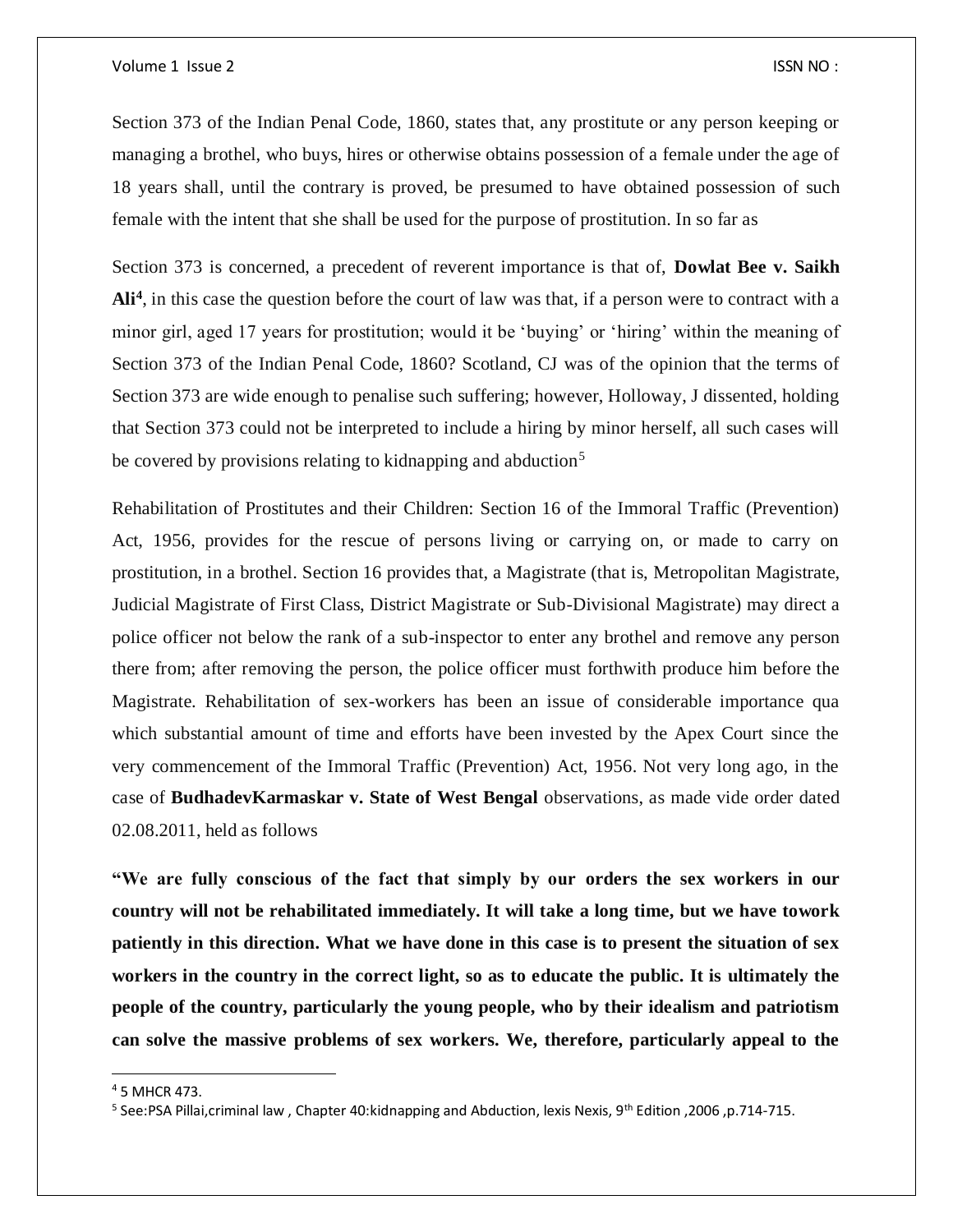Section 373 of the Indian Penal Code, 1860, states that, any prostitute or any person keeping or managing a brothel, who buys, hires or otherwise obtains possession of a female under the age of 18 years shall, until the contrary is proved, be presumed to have obtained possession of such female with the intent that she shall be used for the purpose of prostitution. In so far as

Section 373 is concerned, a precedent of reverent importance is that of, **Dowlat Bee v. Saikh Ali**[4], in this case the question before the court of law was that, if a person were to contract with a minor girl, aged 17 years for prostitution; would it be 'buying' or 'hiring' within the meaning of Section 373 of the Indian Penal Code, 1860? Scotland, CJ was of the opinion that the terms of Section 373 are wide enough to penalise such suffering; however, Holloway, J dissented, holding that Section 373 could not be interpreted to include a hiring by minor herself, all such cases will be covered by provisions relating to kidnapping and abduction[5]

Rehabilitation of Prostitutes and their Children: Section 16 of the Immoral Traffic (Prevention) Act, 1956, provides for the rescue of persons living or carrying on, or made to carry on prostitution, in a brothel. Section 16 provides that, a Magistrate (that is, Metropolitan Magistrate, Judicial Magistrate of First Class, District Magistrate or Sub-Divisional Magistrate) may direct a police officer not below the rank of a sub-inspector to enter any brothel and remove any person there from; after removing the person, the police officer must forthwith produce him before the Magistrate. Rehabilitation of sex-workers has been an issue of considerable importance qua which substantial amount of time and efforts have been invested by the Apex Court since the very commencement of the Immoral Traffic (Prevention) Act, 1956. Not very long ago, in the case of **BudhadevKarmaskar v. State of West Bengal** observations, as made vide order dated 02.08.2011, held as follows

**"We are fully conscious of the fact that simply by our orders the sex workers in our country will not be rehabilitated immediately. It will take a long time, but we have towork patiently in this direction. What we have done in this case is to present the situation of sex workers in the country in the correct light, so as to educate the public. It is ultimately the people of the country, particularly the young people, who by their idealism and patriotism can solve the massive problems of sex workers. We, therefore, particularly appeal to the**

---

[4] 5 MHCR 473.

[5] See:PSA Pillai,criminal law , Chapter 40:kidnapping and Abduction, lexis Nexis, 9th Edition ,2006 ,p.714-715.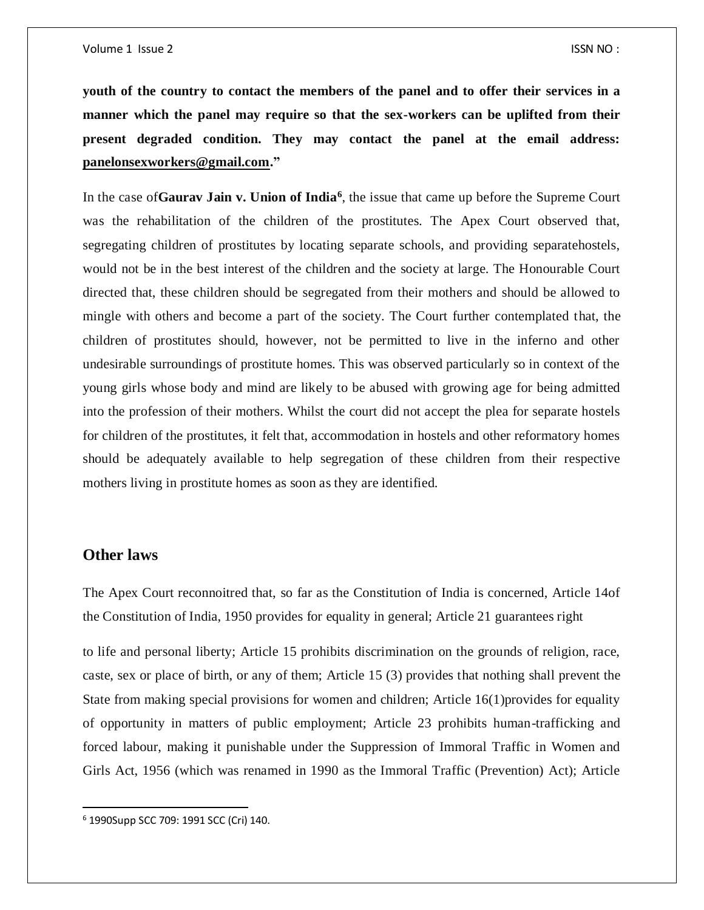**youth of the country to contact the members of the panel and to offer their services in a manner which the panel may require so that the sex-workers can be uplifted from their present degraded condition. They may contact the panel at the email address: panelonsexworkers@gmail.com."**

In the case of**Gaurav Jain v. Union of India**[6], the issue that came up before the Supreme Court was the rehabilitation of the children of the prostitutes. The Apex Court observed that, segregating children of prostitutes by locating separate schools, and providing separatehostels, would not be in the best interest of the children and the society at large. The Honourable Court directed that, these children should be segregated from their mothers and should be allowed to mingle with others and become a part of the society. The Court further contemplated that, the children of prostitutes should, however, not be permitted to live in the inferno and other undesirable surroundings of prostitute homes. This was observed particularly so in context of the young girls whose body and mind are likely to be abused with growing age for being admitted into the profession of their mothers. Whilst the court did not accept the plea for separate hostels for children of the prostitutes, it felt that, accommodation in hostels and other reformatory homes should be adequately available to help segregation of these children from their respective mothers living in prostitute homes as soon as they are identified.

## Other laws

The Apex Court reconnoitred that, so far as the Constitution of India is concerned, Article 14of the Constitution of India, 1950 provides for equality in general; Article 21 guarantees right to life and personal liberty; Article 15 prohibits discrimination on the grounds of religion, race, caste, sex or place of birth, or any of them; Article 15 (3) provides that nothing shall prevent the State from making special provisions for women and children; Article 16(1)provides for equality of opportunity in matters of public employment; Article 23 prohibits human-trafficking and forced labour, making it punishable under the Suppression of Immoral Traffic in Women and Girls Act, 1956 (which was renamed in 1990 as the Immoral Traffic (Prevention) Act); Article

---

[6] 1990Supp SCC 709: 1991 SCC (Cri) 140.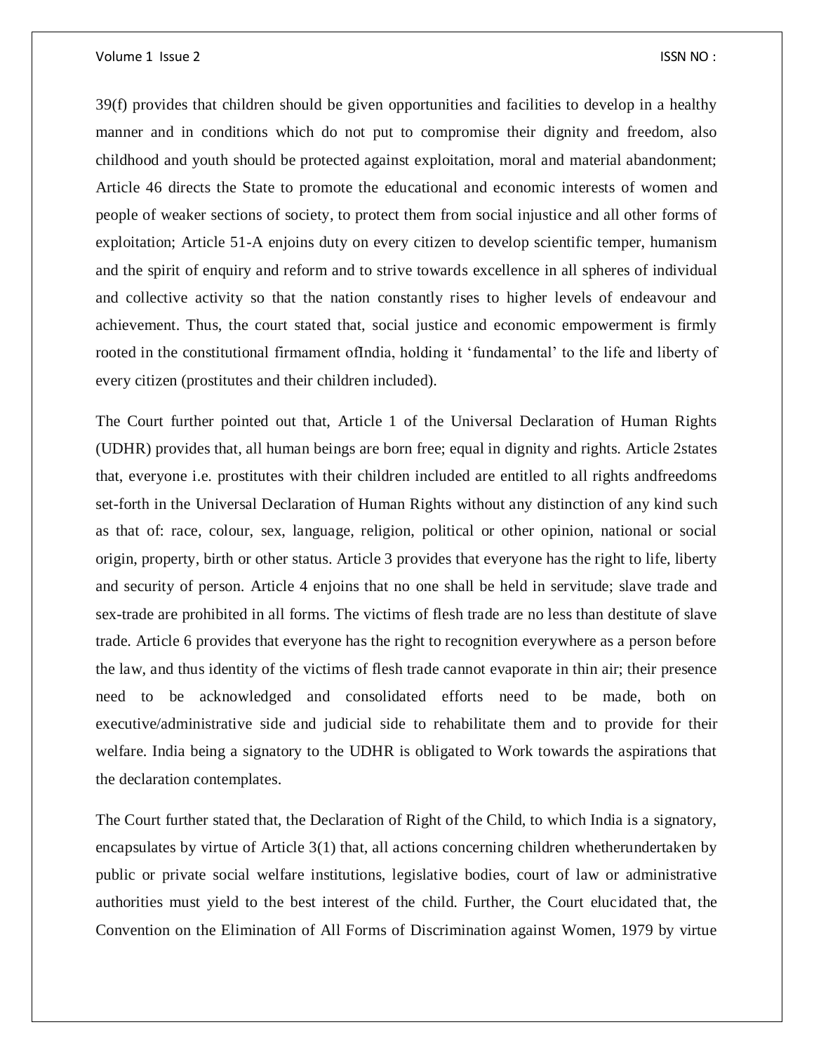39(f) provides that children should be given opportunities and facilities to develop in a healthy manner and in conditions which do not put to compromise their dignity and freedom, also childhood and youth should be protected against exploitation, moral and material abandonment; Article 46 directs the State to promote the educational and economic interests of women and people of weaker sections of society, to protect them from social injustice and all other forms of exploitation; Article 51-A enjoins duty on every citizen to develop scientific temper, humanism and the spirit of enquiry and reform and to strive towards excellence in all spheres of individual and collective activity so that the nation constantly rises to higher levels of endeavour and achievement. Thus, the court stated that, social justice and economic empowerment is firmly rooted in the constitutional firmament ofIndia, holding it 'fundamental' to the life and liberty of every citizen (prostitutes and their children included).

The Court further pointed out that, Article 1 of the Universal Declaration of Human Rights (UDHR) provides that, all human beings are born free; equal in dignity and rights. Article 2states that, everyone i.e. prostitutes with their children included are entitled to all rights andfreedoms set-forth in the Universal Declaration of Human Rights without any distinction of any kind such as that of: race, colour, sex, language, religion, political or other opinion, national or social origin, property, birth or other status. Article 3 provides that everyone has the right to life, liberty and security of person. Article 4 enjoins that no one shall be held in servitude; slave trade and sex-trade are prohibited in all forms. The victims of flesh trade are no less than destitute of slave trade. Article 6 provides that everyone has the right to recognition everywhere as a person before the law, and thus identity of the victims of flesh trade cannot evaporate in thin air; their presence need to be acknowledged and consolidated efforts need to be made, both on executive/administrative side and judicial side to rehabilitate them and to provide for their welfare. India being a signatory to the UDHR is obligated to Work towards the aspirations that the declaration contemplates.

The Court further stated that, the Declaration of Right of the Child, to which India is a signatory, encapsulates by virtue of Article 3(1) that, all actions concerning children whetherundertaken by public or private social welfare institutions, legislative bodies, court of law or administrative authorities must yield to the best interest of the child. Further, the Court elucidated that, the Convention on the Elimination of All Forms of Discrimination against Women, 1979 by virtue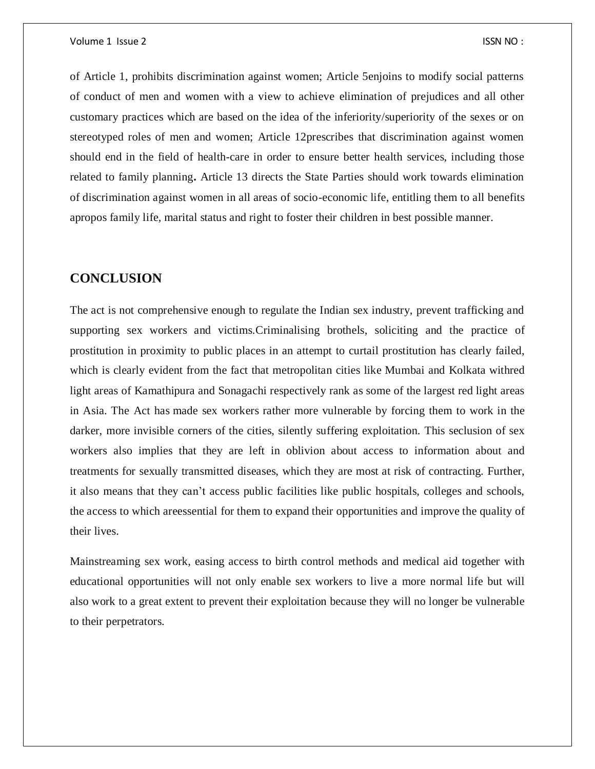of Article 1, prohibits discrimination against women; Article 5enjoins to modify social patterns of conduct of men and women with a view to achieve elimination of prejudices and all other customary practices which are based on the idea of the inferiority/superiority of the sexes or on stereotyped roles of men and women; Article 12prescribes that discrimination against women should end in the field of health-care in order to ensure better health services, including those related to family planning**.** Article 13 directs the State Parties should work towards elimination of discrimination against women in all areas of socio-economic life, entitling them to all benefits apropos family life, marital status and right to foster their children in best possible manner.

## CONCLUSION

The act is not comprehensive enough to regulate the Indian sex industry, prevent trafficking and supporting sex workers and victims.Criminalising brothels, soliciting and the practice of prostitution in proximity to public places in an attempt to curtail prostitution has clearly failed, which is clearly evident from the fact that metropolitan cities like Mumbai and Kolkata withred light areas of Kamathipura and Sonagachi respectively rank as some of the largest red light areas in Asia. The Act has made sex workers rather more vulnerable by forcing them to work in the darker, more invisible corners of the cities, silently suffering exploitation. This seclusion of sex workers also implies that they are left in oblivion about access to information about and treatments for sexually transmitted diseases, which they are most at risk of contracting. Further, it also means that they can't access public facilities like public hospitals, colleges and schools, the access to which areessential for them to expand their opportunities and improve the quality of their lives.

Mainstreaming sex work, easing access to birth control methods and medical aid together with educational opportunities will not only enable sex workers to live a more normal life but will also work to a great extent to prevent their exploitation because they will no longer be vulnerable to their perpetrators.